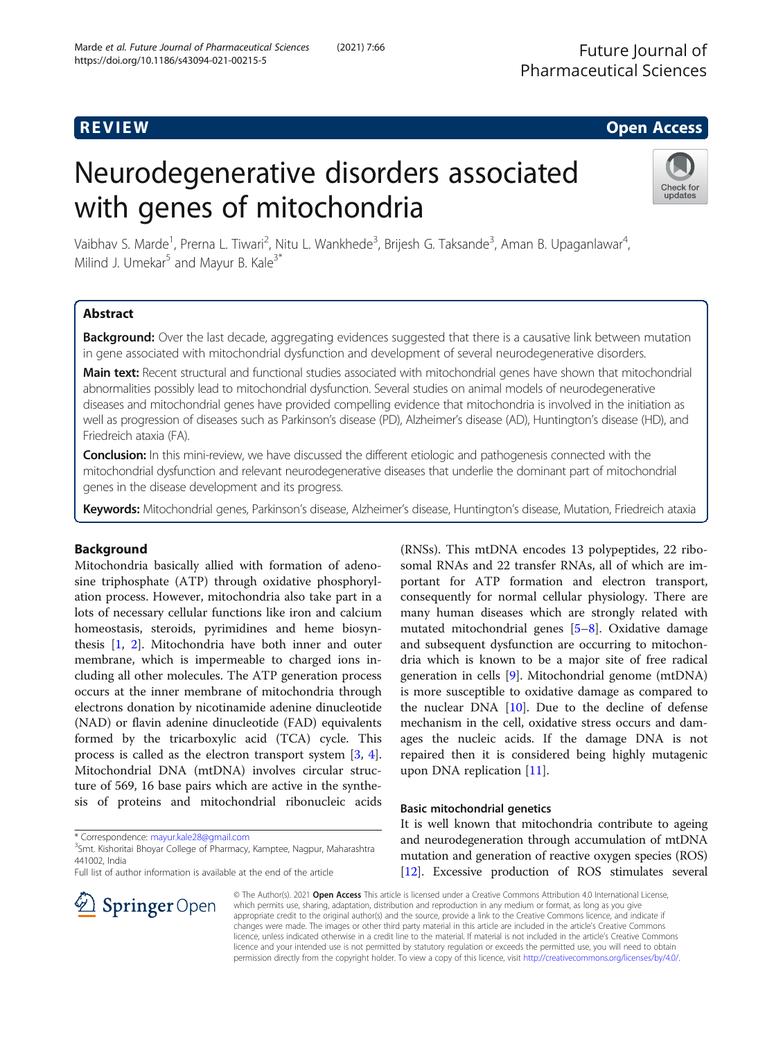REVIEW Open Access

# Neurodegenerative disorders associated with genes of mitochondria

Vaibhav S. Marde[1], Prerna L. Tiwari[2], Nitu L. Wankhede[3], Brijesh G. Taksande[3], Aman B. Upaganlawar[4], Milind J. Umekar[5] and Mayur B. Kale[3*]

## Abstract

**Background:** Over the last decade, aggregating evidences suggested that there is a causative link between mutation in gene associated with mitochondrial dysfunction and development of several neurodegenerative disorders.

**Main text:** Recent structural and functional studies associated with mitochondrial genes have shown that mitochondrial abnormalities possibly lead to mitochondrial dysfunction. Several studies on animal models of neurodegenerative diseases and mitochondrial genes have provided compelling evidence that mitochondria is involved in the initiation as well as progression of diseases such as Parkinson's disease (PD), Alzheimer's disease (AD), Huntington's disease (HD), and Friedreich ataxia (FA).

**Conclusion:** In this mini-review, we have discussed the different etiologic and pathogenesis connected with the mitochondrial dysfunction and relevant neurodegenerative diseases that underlie the dominant part of mitochondrial genes in the disease development and its progress.

**Keywords:** Mitochondrial genes, Parkinson's disease, Alzheimer's disease, Huntington's disease, Mutation, Friedreich ataxia

## Background

Mitochondria basically allied with formation of adenosine triphosphate (ATP) through oxidative phosphorylation process. However, mitochondria also take part in a lots of necessary cellular functions like iron and calcium homeostasis, steroids, pyrimidines and heme biosynthesis [1, 2]. Mitochondria have both inner and outer membrane, which is impermeable to charged ions including all other molecules. The ATP generation process occurs at the inner membrane of mitochondria through electrons donation by nicotinamide adenine dinucleotide (NAD) or flavin adenine dinucleotide (FAD) equivalents formed by the tricarboxylic acid (TCA) cycle. This process is called as the electron transport system [3, 4]. Mitochondrial DNA (mtDNA) involves circular structure of 569, 16 base pairs which are active in the synthesis of proteins and mitochondrial ribonucleic acids (RNSs). This mtDNA encodes 13 polypeptides, 22 ribosomal RNAs and 22 transfer RNAs, all of which are important for ATP formation and electron transport, consequently for normal cellular physiology. There are many human diseases which are strongly related with mutated mitochondrial genes [5–8]. Oxidative damage and subsequent dysfunction are occurring to mitochondria which is known to be a major site of free radical generation in cells [9]. Mitochondrial genome (mtDNA) is more susceptible to oxidative damage as compared to the nuclear DNA [10]. Due to the decline of defense mechanism in the cell, oxidative stress occurs and damages the nucleic acids. If the damage DNA is not repaired then it is considered being highly mutagenic upon DNA replication [11].

### Basic mitochondrial genetics

It is well known that mitochondria contribute to ageing and neurodegeneration through accumulation of mtDNA mutation and generation of reactive oxygen species (ROS) [12]. Excessive production of ROS stimulates several

\* Correspondence: mayur.kale28@gmail.com
[3]Smt. Kishoritai Bhoyar College of Pharmacy, Kamptee, Nagpur, Maharashtra 441002, India
Full list of author information is available at the end of the article

© The Author(s). 2021 **Open Access** This article is licensed under a Creative Commons Attribution 4.0 International License, which permits use, sharing, adaptation, distribution and reproduction in any medium or format, as long as you give appropriate credit to the original author(s) and the source, provide a link to the Creative Commons licence, and indicate if changes were made. The images or other third party material in this article are included in the article's Creative Commons licence, unless indicated otherwise in a credit line to the material. If material is not included in the article's Creative Commons licence and your intended use is not permitted by statutory regulation or exceeds the permitted use, you will need to obtain permission directly from the copyright holder. To view a copy of this licence, visit http://creativecommons.org/licenses/by/4.0/.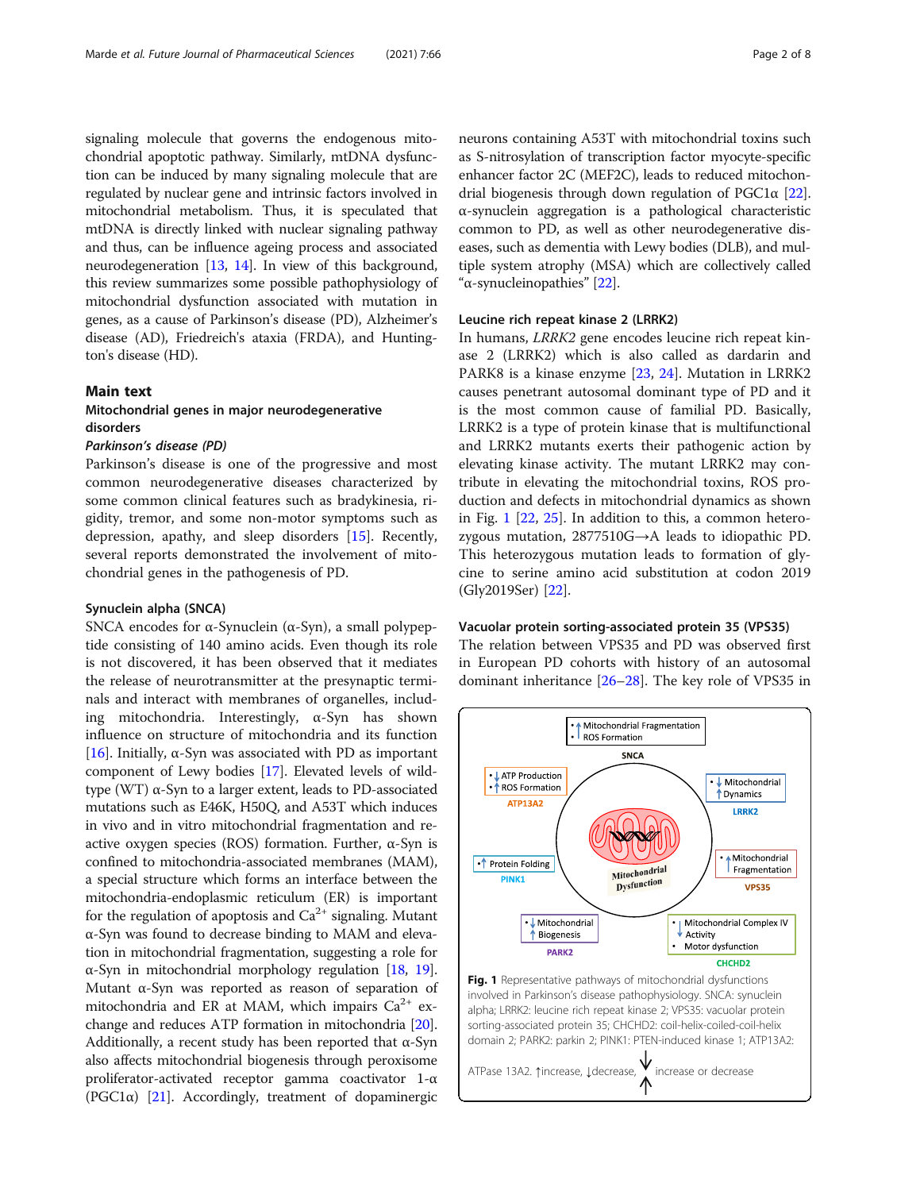signaling molecule that governs the endogenous mitochondrial apoptotic pathway. Similarly, mtDNA dysfunction can be induced by many signaling molecule that are regulated by nuclear gene and intrinsic factors involved in mitochondrial metabolism. Thus, it is speculated that mtDNA is directly linked with nuclear signaling pathway and thus, can be influence ageing process and associated neurodegeneration [13, 14]. In view of this background, this review summarizes some possible pathophysiology of mitochondrial dysfunction associated with mutation in genes, as a cause of Parkinson's disease (PD), Alzheimer's disease (AD), Friedreich's ataxia (FRDA), and Huntington's disease (HD).

## Main text

### Mitochondrial genes in major neurodegenerative disorders

#### *Parkinson's disease (PD)*

Parkinson's disease is one of the progressive and most common neurodegenerative diseases characterized by some common clinical features such as bradykinesia, rigidity, tremor, and some non-motor symptoms such as depression, apathy, and sleep disorders [15]. Recently, several reports demonstrated the involvement of mitochondrial genes in the pathogenesis of PD.

#### Synuclein alpha (SNCA)

SNCA encodes for α-Synuclein (α-Syn), a small polypeptide consisting of 140 amino acids. Even though its role is not discovered, it has been observed that it mediates the release of neurotransmitter at the presynaptic terminals and interact with membranes of organelles, including mitochondria. Interestingly, α-Syn has shown influence on structure of mitochondria and its function [16]. Initially, α-Syn was associated with PD as important component of Lewy bodies [17]. Elevated levels of wild-type (WT) α-Syn to a larger extent, leads to PD-associated mutations such as E46K, H50Q, and A53T which induces in vivo and in vitro mitochondrial fragmentation and reactive oxygen species (ROS) formation. Further, α-Syn is confined to mitochondria-associated membranes (MAM), a special structure which forms an interface between the mitochondria-endoplasmic reticulum (ER) is important for the regulation of apoptosis and $Ca^{2+}$ signaling. Mutant α-Syn was found to decrease binding to MAM and elevation in mitochondrial fragmentation, suggesting a role for α-Syn in mitochondrial morphology regulation [18, 19]. Mutant α-Syn was reported as reason of separation of mitochondria and ER at MAM, which impairs $Ca^{2+}$ exchange and reduces ATP formation in mitochondria [20]. Additionally, a recent study has been reported that α-Syn also affects mitochondrial biogenesis through peroxisome proliferator-activated receptor gamma coactivator 1-α (PGC1α) [21]. Accordingly, treatment of dopaminergic neurons containing A53T with mitochondrial toxins such as S-nitrosylation of transcription factor myocyte-specific enhancer factor 2C (MEF2C), leads to reduced mitochondrial biogenesis through down regulation of PGC1α [22]. α-synuclein aggregation is a pathological characteristic common to PD, as well as other neurodegenerative diseases, such as dementia with Lewy bodies (DLB), and multiple system atrophy (MSA) which are collectively called "α-synucleinopathies" [22].

#### Leucine rich repeat kinase 2 (LRRK2)

In humans, *LRRK2* gene encodes leucine rich repeat kinase 2 (LRRK2) which is also called as dardarin and PARK8 is a kinase enzyme [23, 24]. Mutation in LRRK2 causes penetrant autosomal dominant type of PD and it is the most common cause of familial PD. Basically, LRRK2 is a type of protein kinase that is multifunctional and LRRK2 mutants exerts their pathogenic action by elevating kinase activity. The mutant LRRK2 may contribute in elevating the mitochondrial toxins, ROS production and defects in mitochondrial dynamics as shown in Fig. 1 [22, 25]. In addition to this, a common heterozygous mutation, 2877510G→A leads to idiopathic PD. This heterozygous mutation leads to formation of glycine to serine amino acid substitution at codon 2019 (Gly2019Ser) [22].

#### Vacuolar protein sorting-associated protein 35 (VPS35)

The relation between VPS35 and PD was observed first in European PD cohorts with history of an autosomal dominant inheritance [26–28]. The key role of VPS35 in

**Fig. 1** Representative pathways of mitochondrial dysfunctions involved in Parkinson's disease pathophysiology. SNCA: synuclein alpha; LRRK2: leucine rich repeat kinase 2; VPS35: vacuolar protein sorting-associated protein 35; CHCHD2: coil-helix-coiled-coil-helix domain 2; PARK2: parkin 2; PINK1: PTEN-induced kinase 1; ATP13A2: ATPase 13A2. ↑increase, ↓decrease, ↕ increase or decrease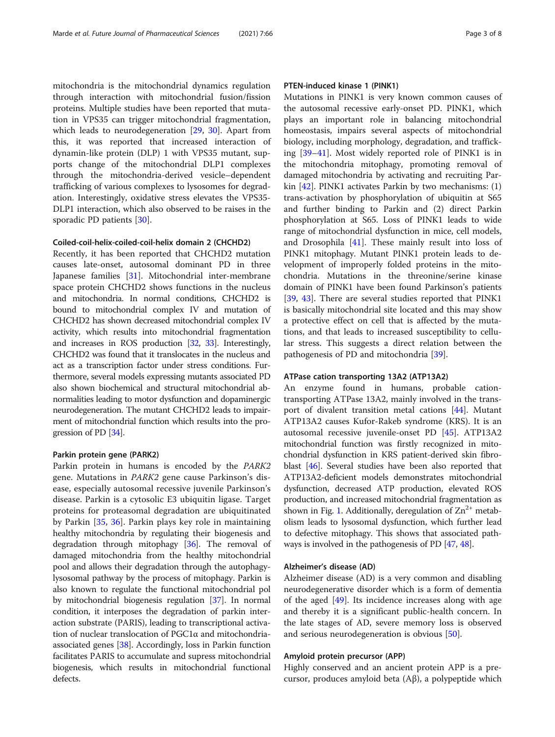mitochondria is the mitochondrial dynamics regulation through interaction with mitochondrial fusion/fission proteins. Multiple studies have been reported that mutation in VPS35 can trigger mitochondrial fragmentation, which leads to neurodegeneration [29, 30]. Apart from this, it was reported that increased interaction of dynamin-like protein (DLP) 1 with VPS35 mutant, supports change of the mitochondrial DLP1 complexes through the mitochondria-derived vesicle–dependent trafficking of various complexes to lysosomes for degradation. Interestingly, oxidative stress elevates the VPS35-DLP1 interaction, which also observed to be raises in the sporadic PD patients [30].

#### Coiled-coil-helix-coiled-coil-helix domain 2 (CHCHD2)

Recently, it has been reported that CHCHD2 mutation causes late-onset, autosomal dominant PD in three Japanese families [31]. Mitochondrial inter-membrane space protein CHCHD2 shows functions in the nucleus and mitochondria. In normal conditions, CHCHD2 is bound to mitochondrial complex IV and mutation of CHCHD2 has shown decreased mitochondrial complex IV activity, which results into mitochondrial fragmentation and increases in ROS production [32, 33]. Interestingly, CHCHD2 was found that it translocates in the nucleus and act as a transcription factor under stress conditions. Furthermore, several models expressing mutants associated PD also shown biochemical and structural mitochondrial abnormalities leading to motor dysfunction and dopaminergic neurodegeneration. The mutant CHCHD2 leads to impairment of mitochondrial function which results into the progression of PD [34].

#### Parkin protein gene (PARK2)

Parkin protein in humans is encoded by the *PARK2* gene. Mutations in *PARK2* gene cause Parkinson's disease, especially autosomal recessive juvenile Parkinson's disease. Parkin is a cytosolic E3 ubiquitin ligase. Target proteins for proteasomal degradation are ubiquitinated by Parkin [35, 36]. Parkin plays key role in maintaining healthy mitochondria by regulating their biogenesis and degradation through mitophagy [36]. The removal of damaged mitochondria from the healthy mitochondrial pool and allows their degradation through the autophagy-lysosomal pathway by the process of mitophagy. Parkin is also known to regulate the functional mitochondrial pol by mitochondrial biogenesis regulation [37]. In normal condition, it interposes the degradation of parkin interaction substrate (PARIS), leading to transcriptional activation of nuclear translocation of PGC1α and mitochondria-associated genes [38]. Accordingly, loss in Parkin function facilitates PARIS to accumulate and supress mitochondrial biogenesis, which results in mitochondrial functional defects.

#### PTEN-induced kinase 1 (PINK1)

Mutations in PINK1 is very known common causes of the autosomal recessive early-onset PD. PINK1, which plays an important role in balancing mitochondrial homeostasis, impairs several aspects of mitochondrial biology, including morphology, degradation, and trafficking [39–41]. Most widely reported role of PINK1 is in the mitochondria mitophagy, promoting removal of damaged mitochondria by activating and recruiting Parkin [42]. PINK1 activates Parkin by two mechanisms: (1) trans-activation by phosphorylation of ubiquitin at S65 and further binding to Parkin and (2) direct Parkin phosphorylation at S65. Loss of PINK1 leads to wide range of mitochondrial dysfunction in mice, cell models, and Drosophila [41]. These mainly result into loss of PINK1 mitophagy. Mutant PINK1 protein leads to development of improperly folded proteins in the mitochondria. Mutations in the threonine/serine kinase domain of PINK1 have been found Parkinson's patients [39, 43]. There are several studies reported that PINK1 is basically mitochondrial site located and this may show a protective effect on cell that is affected by the mutations, and that leads to increased susceptibility to cellular stress. This suggests a direct relation between the pathogenesis of PD and mitochondria [39].

#### ATPase cation transporting 13A2 (ATP13A2)

An enzyme found in humans, probable cation-transporting ATPase 13A2, mainly involved in the transport of divalent transition metal cations [44]. Mutant ATP13A2 causes Kufor-Rakeb syndrome (KRS). It is an autosomal recessive juvenile-onset PD [45]. ATP13A2 mitochondrial function was firstly recognized in mitochondrial dysfunction in KRS patient-derived skin fibroblast [46]. Several studies have been also reported that ATP13A2-deficient models demonstrates mitochondrial dysfunction, decreased ATP production, elevated ROS production, and increased mitochondrial fragmentation as shown in Fig. 1. Additionally, deregulation of $Zn^{2+}$ metabolism leads to lysosomal dysfunction, which further lead to defective mitophagy. This shows that associated pathways is involved in the pathogenesis of PD [47, 48].

#### Alzheimer's disease (AD)

Alzheimer disease (AD) is a very common and disabling neurodegenerative disorder which is a form of dementia of the aged [49]. Its incidence increases along with age and thereby it is a significant public-health concern. In the late stages of AD, severe memory loss is observed and serious neurodegeneration is obvious [50].

#### Amyloid protein precursor (APP)

Highly conserved and an ancient protein APP is a precursor, produces amyloid beta (Aβ), a polypeptide which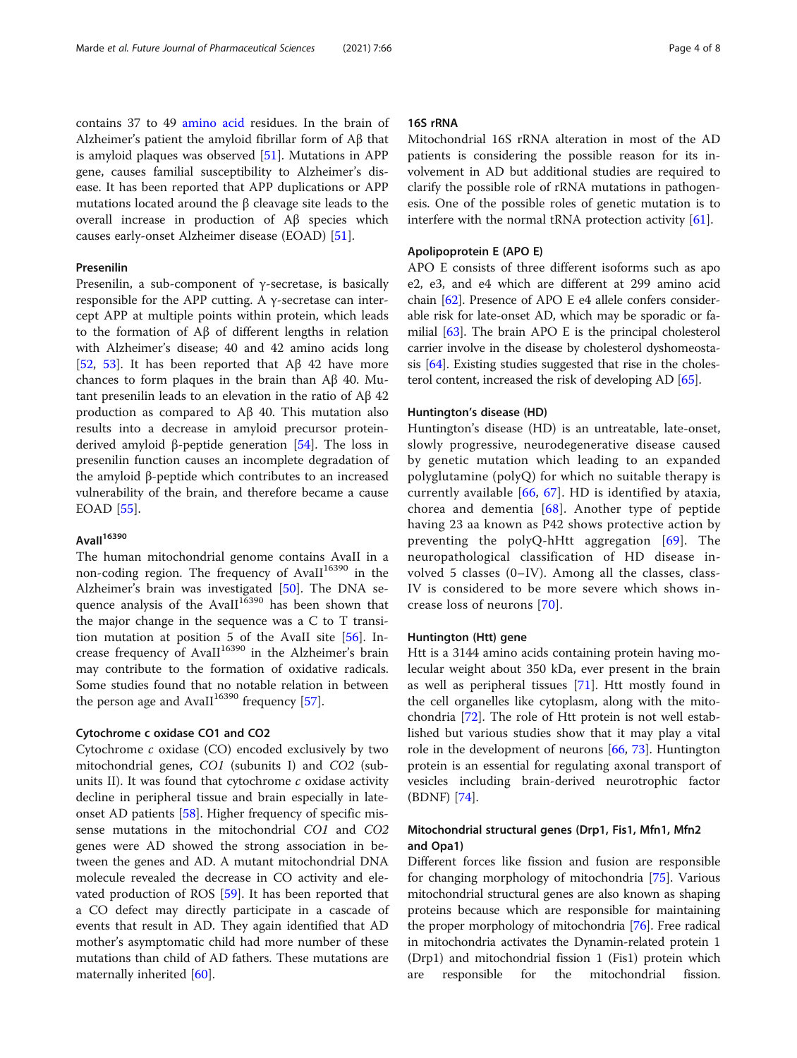contains 37 to 49 amino acid residues. In the brain of Alzheimer's patient the amyloid fibrillar form of Aβ that is amyloid plaques was observed [51]. Mutations in APP gene, causes familial susceptibility to Alzheimer's disease. It has been reported that APP duplications or APP mutations located around the β cleavage site leads to the overall increase in production of Aβ species which causes early-onset Alzheimer disease (EOAD) [51].

### Presenilin

Presenilin, a sub-component of γ-secretase, is basically responsible for the APP cutting. A γ-secretase can intercept APP at multiple points within protein, which leads to the formation of Aβ of different lengths in relation with Alzheimer's disease; 40 and 42 amino acids long [52, 53]. It has been reported that Aβ 42 have more chances to form plaques in the brain than Aβ 40. Mutant presenilin leads to an elevation in the ratio of Aβ 42 production as compared to Aβ 40. This mutation also results into a decrease in amyloid precursor protein-derived amyloid β-peptide generation [54]. The loss in presenilin function causes an incomplete degradation of the amyloid β-peptide which contributes to an increased vulnerability of the brain, and therefore became a cause EOAD [55].

### AvaII$^{16390}$

The human mitochondrial genome contains AvaII in a non-coding region. The frequency of AvaII$^{16390}$ in the Alzheimer's brain was investigated [50]. The DNA sequence analysis of the AvaII$^{16390}$ has been shown that the major change in the sequence was a C to T transition mutation at position 5 of the AvaII site [56]. Increase frequency of AvaII$^{16390}$ in the Alzheimer's brain may contribute to the formation of oxidative radicals. Some studies found that no notable relation in between the person age and AvaII$^{16390}$ frequency [57].

### Cytochrome c oxidase CO1 and CO2

Cytochrome *c* oxidase (CO) encoded exclusively by two mitochondrial genes, *CO1* (subunits I) and *CO2* (subunits II). It was found that cytochrome *c* oxidase activity decline in peripheral tissue and brain especially in late-onset AD patients [58]. Higher frequency of specific missense mutations in the mitochondrial *CO1* and *CO2* genes were AD showed the strong association in between the genes and AD. A mutant mitochondrial DNA molecule revealed the decrease in CO activity and elevated production of ROS [59]. It has been reported that a CO defect may directly participate in a cascade of events that result in AD. They again identified that AD mother's asymptomatic child had more number of these mutations than child of AD fathers. These mutations are maternally inherited [60].

### 16S rRNA

Mitochondrial 16S rRNA alteration in most of the AD patients is considering the possible reason for its involvement in AD but additional studies are required to clarify the possible role of rRNA mutations in pathogenesis. One of the possible roles of genetic mutation is to interfere with the normal tRNA protection activity [61].

### Apolipoprotein E (APO E)

APO E consists of three different isoforms such as apo e2, e3, and e4 which are different at 299 amino acid chain [62]. Presence of APO E e4 allele confers considerable risk for late-onset AD, which may be sporadic or familial [63]. The brain APO E is the principal cholesterol carrier involve in the disease by cholesterol dyshomeostasis [64]. Existing studies suggested that rise in the cholesterol content, increased the risk of developing AD [65].

### Huntington's disease (HD)

Huntington's disease (HD) is an untreatable, late-onset, slowly progressive, neurodegenerative disease caused by genetic mutation which leading to an expanded polyglutamine (polyQ) for which no suitable therapy is currently available [66, 67]. HD is identified by ataxia, chorea and dementia [68]. Another type of peptide having 23 aa known as P42 shows protective action by preventing the polyQ-hHtt aggregation [69]. The neuropathological classification of HD disease involved 5 classes (0–IV). Among all the classes, class-IV is considered to be more severe which shows increase loss of neurons [70].

### Huntington (Htt) gene

Htt is a 3144 amino acids containing protein having molecular weight about 350 kDa, ever present in the brain as well as peripheral tissues [71]. Htt mostly found in the cell organelles like cytoplasm, along with the mitochondria [72]. The role of Htt protein is not well established but various studies show that it may play a vital role in the development of neurons [66, 73]. Huntington protein is an essential for regulating axonal transport of vesicles including brain-derived neurotrophic factor (BDNF) [74].

### Mitochondrial structural genes (Drp1, Fis1, Mfn1, Mfn2 and Opa1)

Different forces like fission and fusion are responsible for changing morphology of mitochondria [75]. Various mitochondrial structural genes are also known as shaping proteins because which are responsible for maintaining the proper morphology of mitochondria [76]. Free radical in mitochondria activates the Dynamin-related protein 1 (Drp1) and mitochondrial fission 1 (Fis1) protein which are responsible for the mitochondrial fission.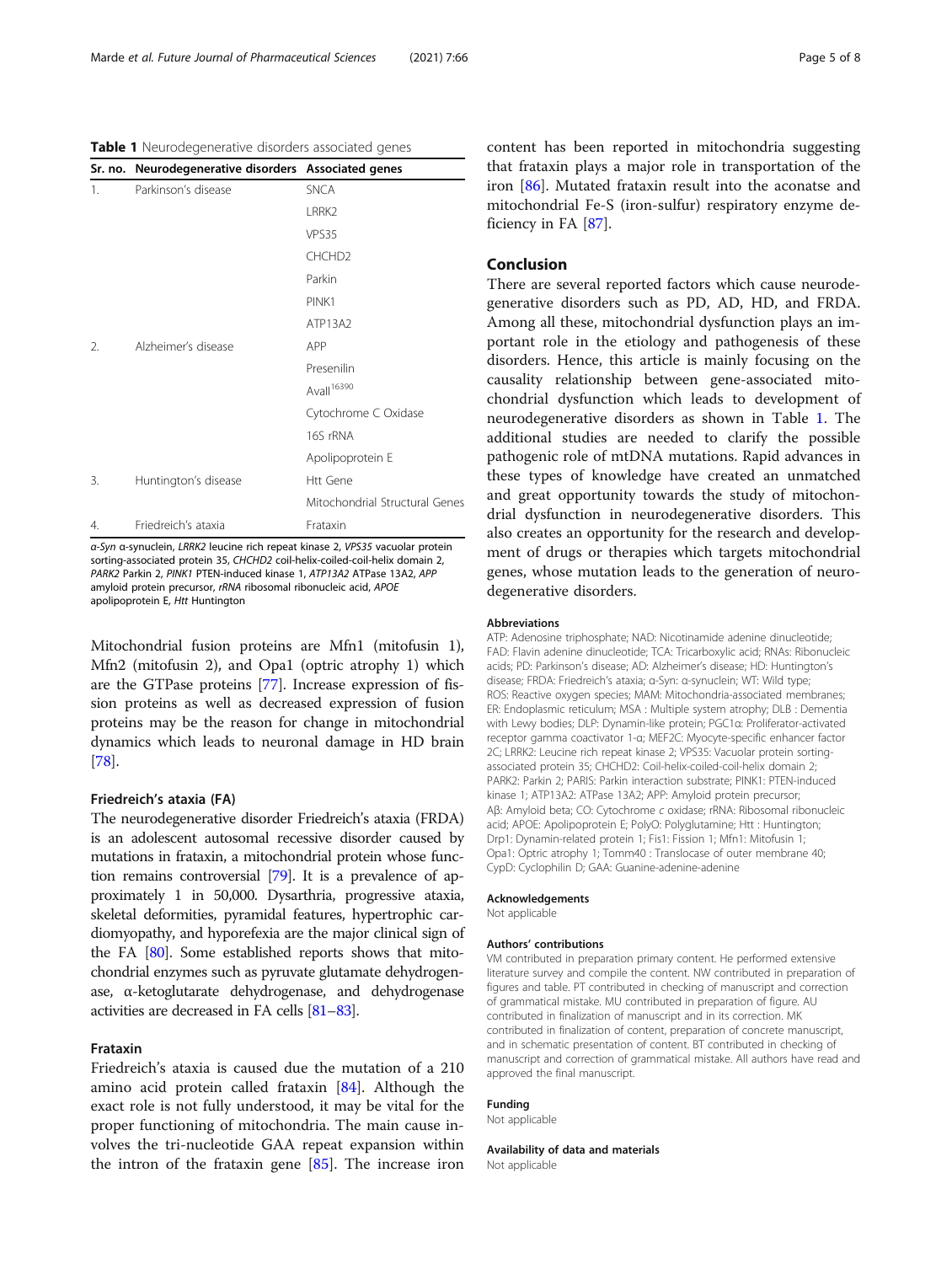**Table 1** Neurodegenerative disorders associated genes

| Sr. no. | Neurodegenerative disorders | Associated genes |
|---|---|---|
| 1. | Parkinson's disease | SNCA |
| | | LRRK2 |
| | | VPS35 |
| | | CHCHD2 |
| | | Parkin |
| | | PINK1 |
| | | ATP13A2 |
| 2. | Alzheimer's disease | APP |
| | | Presenilin |
| | | AvaII[16390] |
| | | Cytochrome C Oxidase |
| | | 16S rRNA |
| | | Apolipoprotein E |
| 3. | Huntington's disease | Htt Gene |
| | | Mitochondrial Structural Genes |
| 4. | Friedreich's ataxia | Frataxin |

*α-Syn* α-synuclein, *LRRK2* leucine rich repeat kinase 2, *VPS35* vacuolar protein sorting-associated protein 35, *CHCHD2* coil-helix-coiled-coil-helix domain 2, *PARK2* Parkin 2, *PINK1* PTEN-induced kinase 1, *ATP13A2* ATPase 13A2, *APP* amyloid protein precursor, *rRNA* ribosomal ribonucleic acid, *APOE* apolipoprotein E, *Htt* Huntington

Mitochondrial fusion proteins are Mfn1 (mitofusin 1), Mfn2 (mitofusin 2), and Opa1 (optric atrophy 1) which are the GTPase proteins [77]. Increase expression of fission proteins as well as decreased expression of fusion proteins may be the reason for change in mitochondrial dynamics which leads to neuronal damage in HD brain [78].

### Friedreich's ataxia (FA)

The neurodegenerative disorder Friedreich's ataxia (FRDA) is an adolescent autosomal recessive disorder caused by mutations in frataxin, a mitochondrial protein whose function remains controversial [79]. It is a prevalence of approximately 1 in 50,000. Dysarthria, progressive ataxia, skeletal deformities, pyramidal features, hypertrophic cardiomyopathy, and hyporefexia are the major clinical sign of the FA [80]. Some established reports shows that mitochondrial enzymes such as pyruvate glutamate dehydrogenase, α-ketoglutarate dehydrogenase, and dehydrogenase activities are decreased in FA cells [81–83].

### Frataxin

Friedreich's ataxia is caused due the mutation of a 210 amino acid protein called frataxin [84]. Although the exact role is not fully understood, it may be vital for the proper functioning of mitochondria. The main cause involves the tri-nucleotide GAA repeat expansion within the intron of the frataxin gene [85]. The increase iron content has been reported in mitochondria suggesting that frataxin plays a major role in transportation of the iron [86]. Mutated frataxin result into the aconatse and mitochondrial Fe-S (iron-sulfur) respiratory enzyme deficiency in FA [87].

## Conclusion

There are several reported factors which cause neurodegenerative disorders such as PD, AD, HD, and FRDA. Among all these, mitochondrial dysfunction plays an important role in the etiology and pathogenesis of these disorders. Hence, this article is mainly focusing on the causality relationship between gene-associated mitochondrial dysfunction which leads to development of neurodegenerative disorders as shown in Table 1. The additional studies are needed to clarify the possible pathogenic role of mtDNA mutations. Rapid advances in these types of knowledge have created an unmatched and great opportunity towards the study of mitochondrial dysfunction in neurodegenerative disorders. This also creates an opportunity for the research and development of drugs or therapies which targets mitochondrial genes, whose mutation leads to the generation of neurodegenerative disorders.

#### Abbreviations

ATP: Adenosine triphosphate; NAD: Nicotinamide adenine dinucleotide; FAD: Flavin adenine dinucleotide; TCA: Tricarboxylic acid; RNAs: Ribonucleic acids; PD: Parkinson's disease; AD: Alzheimer's disease; HD: Huntington's disease; FRDA: Friedreich's ataxia; α-Syn: α-synuclein; WT: Wild type; ROS: Reactive oxygen species; MAM: Mitochondria-associated membranes; ER: Endoplasmic reticulum; MSA : Multiple system atrophy; DLB : Dementia with Lewy bodies; DLP: Dynamin-like protein; PGC1α: Proliferator-activated receptor gamma coactivator 1-α; MEF2C: Myocyte-specific enhancer factor 2C; LRRK2: Leucine rich repeat kinase 2; VPS35: Vacuolar protein sorting-associated protein 35; CHCHD2: Coil-helix-coiled-coil-helix domain 2; PARK2: Parkin 2; PARIS: Parkin interaction substrate; PINK1: PTEN-induced kinase 1; ATP13A2: ATPase 13A2; APP: Amyloid protein precursor; Aβ: Amyloid beta; CO: Cytochrome *c* oxidase; rRNA: Ribosomal ribonucleic acid; APOE: Apolipoprotein E; PolyQ: Polyglutamine; Htt : Huntington; Drp1: Dynamin-related protein 1; Fis1: Fission 1; Mfn1: Mitofusin 1; Opa1: Optric atrophy 1; Tomm40 : Translocase of outer membrane 40; CypD: Cyclophilin D; GAA: Guanine-adenine-adenine

#### Acknowledgements

Not applicable

#### Authors' contributions

VM contributed in preparation primary content. He performed extensive literature survey and compile the content. NW contributed in preparation of figures and table. PT contributed in checking of manuscript and correction of grammatical mistake. MU contributed in preparation of figure. AU contributed in finalization of manuscript and in its correction. MK contributed in finalization of content, preparation of concrete manuscript, and in schematic presentation of content. BT contributed in checking of manuscript and correction of grammatical mistake. All authors have read and approved the final manuscript.

#### Funding

Not applicable

#### Availability of data and materials

Not applicable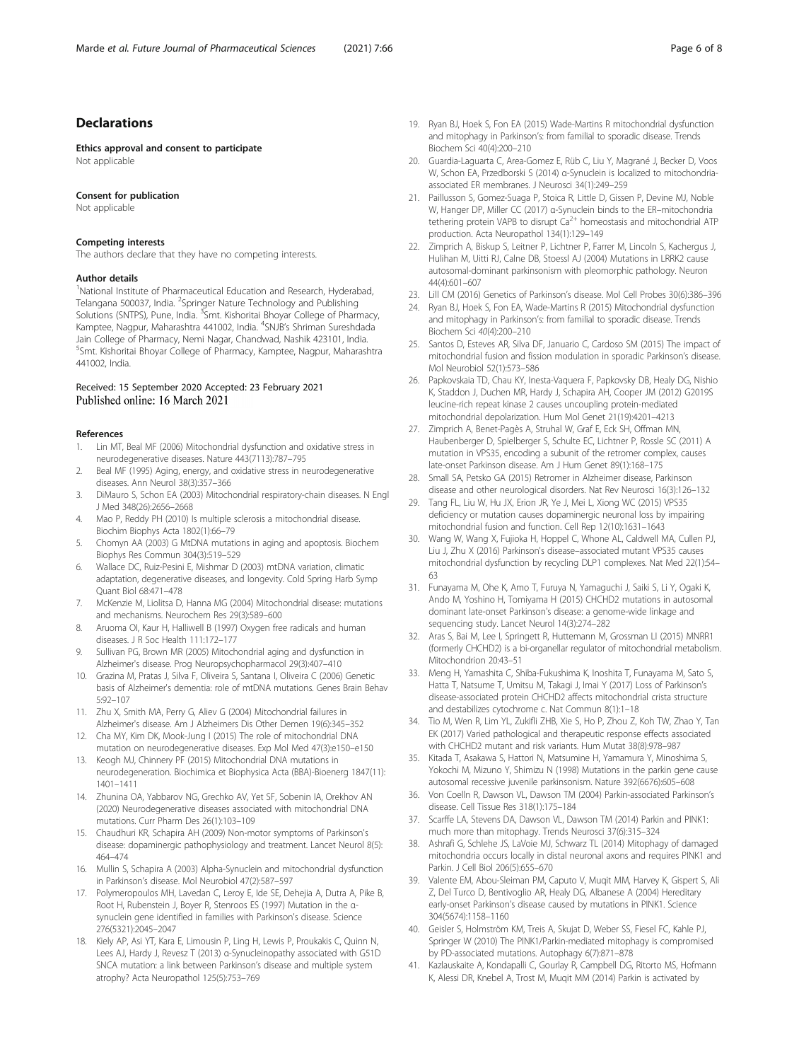## Declarations

### Ethics approval and consent to participate

Not applicable

### Consent for publication

Not applicable

### Competing interests

The authors declare that they have no competing interests.

### Author details

[1]National Institute of Pharmaceutical Education and Research, Hyderabad, Telangana 500037, India. [2]Springer Nature Technology and Publishing Solutions (SNTPS), Pune, India. [3]Smt. Kishoritai Bhoyar College of Pharmacy, Kamptee, Nagpur, Maharashtra 441002, India. [4]SNJB's Shriman Sureshdada Jain College of Pharmacy, Nemi Nagar, Chandwad, Nashik 423101, India. [5]Smt. Kishoritai Bhoyar College of Pharmacy, Kamptee, Nagpur, Maharashtra 441002, India.

Received: 15 September 2020 Accepted: 23 February 2021
Published online: 16 March 2021

## References

1. Lin MT, Beal MF (2006) Mitochondrial dysfunction and oxidative stress in neurodegenerative diseases. Nature 443(7113):787–795
2. Beal MF (1995) Aging, energy, and oxidative stress in neurodegenerative diseases. Ann Neurol 38(3):357–366
3. DiMauro S, Schon EA (2003) Mitochondrial respiratory-chain diseases. N Engl J Med 348(26):2656–2668
4. Mao P, Reddy PH (2010) Is multiple sclerosis a mitochondrial disease. Biochim Biophys Acta 1802(1):66–79
5. Chomyn AA (2003) G MtDNA mutations in aging and apoptosis. Biochem Biophys Res Commun 304(3):519–529
6. Wallace DC, Ruiz-Pesini E, Mishmar D (2003) mtDNA variation, climatic adaptation, degenerative diseases, and longevity. Cold Spring Harb Symp Quant Biol 68:471–478
7. McKenzie M, Liolitsa D, Hanna MG (2004) Mitochondrial disease: mutations and mechanisms. Neurochem Res 29(3):589–600
8. Aruoma OI, Kaur H, Halliwell B (1997) Oxygen free radicals and human diseases. J R Soc Health 111:172–177
9. Sullivan PG, Brown MR (2005) Mitochondrial aging and dysfunction in Alzheimer's disease. Prog Neuropsychopharmacol 29(3):407–410
10. Grazina M, Pratas J, Silva F, Oliveira S, Santana I, Oliveira C (2006) Genetic basis of Alzheimer's dementia: role of mtDNA mutations. Genes Brain Behav 5:92–107
11. Zhu X, Smith MA, Perry G, Aliev G (2004) Mitochondrial failures in Alzheimer's disease. Am J Alzheimers Dis Other Demen 19(6):345–352
12. Cha MY, Kim DK, Mook-Jung I (2015) The role of mitochondrial DNA mutation on neurodegenerative diseases. Exp Mol Med 47(3):e150–e150
13. Keogh MJ, Chinnery PF (2015) Mitochondrial DNA mutations in neurodegeneration. Biochimica et Biophysica Acta (BBA)-Bioenerg 1847(11): 1401–1411
14. Zhunina OA, Yabbarov NG, Grechko AV, Yet SF, Sobenin IA, Orekhov AN (2020) Neurodegenerative diseases associated with mitochondrial DNA mutations. Curr Pharm Des 26(1):103–109
15. Chaudhuri KR, Schapira AH (2009) Non-motor symptoms of Parkinson's disease: dopaminergic pathophysiology and treatment. Lancet Neurol 8(5): 464–474
16. Mullin S, Schapira A (2003) Alpha-Synuclein and mitochondrial dysfunction in Parkinson's disease. Mol Neurobiol 47(2):587–597
17. Polymeropoulos MH, Lavedan C, Leroy E, Ide SE, Dehejia A, Dutra A, Pike B, Root H, Rubenstein J, Boyer R, Stenroos ES (1997) Mutation in the α-synuclein gene identified in families with Parkinson's disease. Science 276(5321):2045–2047
18. Kiely AP, Asi YT, Kara E, Limousin P, Ling H, Lewis P, Proukakis C, Quinn N, Lees AJ, Hardy J, Revesz T (2013) α-Synucleinopathy associated with G51D SNCA mutation: a link between Parkinson's disease and multiple system atrophy? Acta Neuropathol 125(5):753–769
19. Ryan BJ, Hoek S, Fon EA (2015) Wade-Martins R mitochondrial dysfunction and mitophagy in Parkinson's: from familial to sporadic disease. Trends Biochem Sci 40(4):200–210
20. Guardia-Laguarta C, Area-Gomez E, Rüb C, Liu Y, Magrané J, Becker D, Voos W, Schon EA, Przedborski S (2014) α-Synuclein is localized to mitochondria-associated ER membranes. J Neurosci 34(1):249–259
21. Paillusson S, Gomez-Suaga P, Stoica R, Little D, Gissen P, Devine MJ, Noble W, Hanger DP, Miller CC (2017) α-Synuclein binds to the ER–mitochondria tethering protein VAPB to disrupt $Ca^{2+}$ homeostasis and mitochondrial ATP production. Acta Neuropathol 134(1):129–149
22. Zimprich A, Biskup S, Leitner P, Lichtner P, Farrer M, Lincoln S, Kachergus J, Hulihan M, Uitti RJ, Calne DB, Stoessl AJ (2004) Mutations in LRRK2 cause autosomal-dominant parkinsonism with pleomorphic pathology. Neuron 44(4):601–607
23. Lill CM (2016) Genetics of Parkinson's disease. Mol Cell Probes 30(6):386–396
24. Ryan BJ, Hoek S, Fon EA, Wade-Martins R (2015) Mitochondrial dysfunction and mitophagy in Parkinson's: from familial to sporadic disease. Trends Biochem Sci *40*(4):200–210
25. Santos D, Esteves AR, Silva DF, Januario C, Cardoso SM (2015) The impact of mitochondrial fusion and fission modulation in sporadic Parkinson's disease. Mol Neurobiol 52(1):573–586
26. Papkovskaia TD, Chau KY, Inesta-Vaquera F, Papkovsky DB, Healy DG, Nishio K, Staddon J, Duchen MR, Hardy J, Schapira AH, Cooper JM (2012) G2019S leucine-rich repeat kinase 2 causes uncoupling protein-mediated mitochondrial depolarization. Hum Mol Genet 21(19):4201–4213
27. Zimprich A, Benet-Pagès A, Struhal W, Graf E, Eck SH, Offman MN, Haubenberger D, Spielberger S, Schulte EC, Lichtner P, Rossle SC (2011) A mutation in VPS35, encoding a subunit of the retromer complex, causes late-onset Parkinson disease. Am J Hum Genet 89(1):168–175
28. Small SA, Petsko GA (2015) Retromer in Alzheimer disease, Parkinson disease and other neurological disorders. Nat Rev Neurosci 16(3):126–132
29. Tang FL, Liu W, Hu JX, Erion JR, Ye J, Mei L, Xiong WC (2015) VPS35 deficiency or mutation causes dopaminergic neuronal loss by impairing mitochondrial fusion and function. Cell Rep 12(10):1631–1643
30. Wang W, Wang X, Fujioka H, Hoppel C, Whone AL, Caldwell MA, Cullen PJ, Liu J, Zhu X (2016) Parkinson's disease–associated mutant VPS35 causes mitochondrial dysfunction by recycling DLP1 complexes. Nat Med 22(1):54–63
31. Funayama M, Ohe K, Amo T, Furuya N, Yamaguchi J, Saiki S, Li Y, Ogaki K, Ando M, Yoshino H, Tomiyama H (2015) CHCHD2 mutations in autosomal dominant late-onset Parkinson's disease: a genome-wide linkage and sequencing study. Lancet Neurol 14(3):274–282
32. Aras S, Bai M, Lee I, Springett R, Huttemann M, Grossman LI (2015) MNRR1 (formerly CHCHD2) is a bi-organellar regulator of mitochondrial metabolism. Mitochondrion 20:43–51
33. Meng H, Yamashita C, Shiba-Fukushima K, Inoshita T, Funayama M, Sato S, Hatta T, Natsume T, Umitsu M, Takagi J, Imai Y (2017) Loss of Parkinson's disease-associated protein CHCHD2 affects mitochondrial crista structure and destabilizes cytochrome c. Nat Commun 8(1):1–18
34. Tio M, Wen R, Lim YL, Zukifli ZHB, Xie S, Ho P, Zhou Z, Koh TW, Zhao Y, Tan EK (2017) Varied pathological and therapeutic response effects associated with CHCHD2 mutant and risk variants. Hum Mutat 38(8):978–987
35. Kitada T, Asakawa S, Hattori N, Matsumine H, Yamamura Y, Minoshima S, Yokochi M, Mizuno Y, Shimizu N (1998) Mutations in the parkin gene cause autosomal recessive juvenile parkinsonism. Nature 392(6676):605–608
36. Von Coelln R, Dawson VL, Dawson TM (2004) Parkin-associated Parkinson's disease. Cell Tissue Res 318(1):175–184
37. Scarffe LA, Stevens DA, Dawson VL, Dawson TM (2014) Parkin and PINK1: much more than mitophagy. Trends Neurosci 37(6):315–324
38. Ashrafi G, Schlehe JS, LaVoie MJ, Schwarz TL (2014) Mitophagy of damaged mitochondria occurs locally in distal neuronal axons and requires PINK1 and Parkin. J Cell Biol 206(5):655–670
39. Valente EM, Abou-Sleiman PM, Caputo V, Muqit MM, Harvey K, Gispert S, Ali Z, Del Turco D, Bentivoglio AR, Healy DG, Albanese A (2004) Hereditary early-onset Parkinson's disease caused by mutations in PINK1. Science 304(5674):1158–1160
40. Geisler S, Holmström KM, Treis A, Skujat D, Weber SS, Fiesel FC, Kahle PJ, Springer W (2010) The PINK1/Parkin-mediated mitophagy is compromised by PD-associated mutations. Autophagy 6(7):871–878
41. Kazlauskaite A, Kondapalli C, Gourlay R, Campbell DG, Ritorto MS, Hofmann K, Alessi DR, Knebel A, Trost M, Muqit MM (2014) Parkin is activated by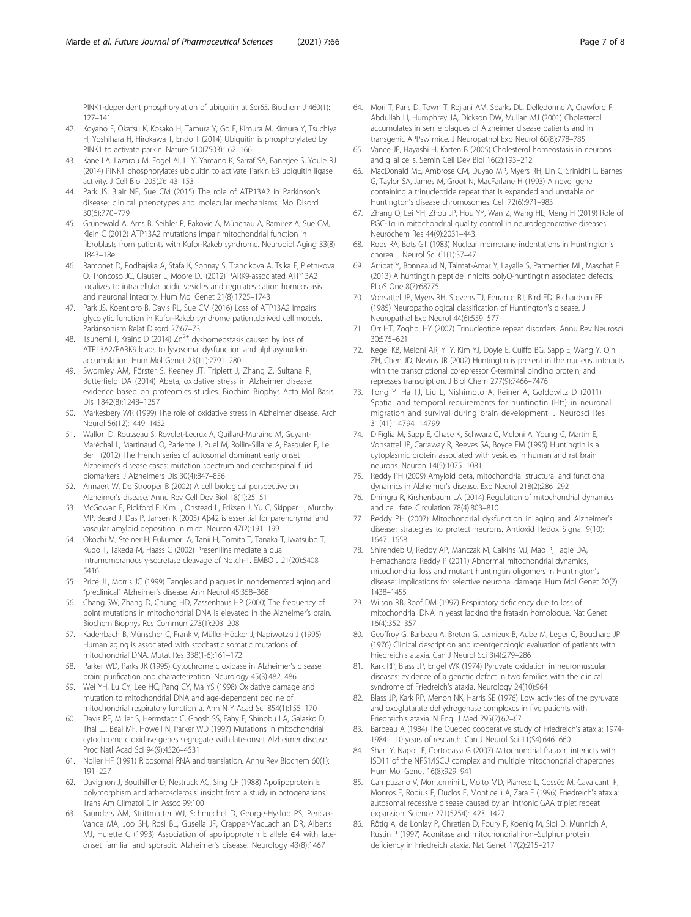PINK1-dependent phosphorylation of ubiquitin at Ser65. Biochem J 460(1): 127–141

42. Koyano F, Okatsu K, Kosako H, Tamura Y, Go E, Kimura M, Kimura Y, Tsuchiya H, Yoshihara H, Hirokawa T, Endo T (2014) Ubiquitin is phosphorylated by PINK1 to activate parkin. Nature 510(7503):162–166
43. Kane LA, Lazarou M, Fogel AI, Li Y, Yamano K, Sarraf SA, Banerjee S, Youle RJ (2014) PINK1 phosphorylates ubiquitin to activate Parkin E3 ubiquitin ligase activity. J Cell Biol 205(2):143–153
44. Park JS, Blair NF, Sue CM (2015) The role of ATP13A2 in Parkinson's disease: clinical phenotypes and molecular mechanisms. Mo Disord 30(6):770–779
45. Grünewald A, Arns B, Seibler P, Rakovic A, Münchau A, Ramirez A, Sue CM, Klein C (2012) ATP13A2 mutations impair mitochondrial function in fibroblasts from patients with Kufor-Rakeb syndrome. Neurobiol Aging 33(8): 1843–18e1
46. Ramonet D, Podhajska A, Stafa K, Sonnay S, Trancikova A, Tsika E, Pletnikova O, Troncoso JC, Glauser L, Moore DJ (2012) PARK9-associated ATP13A2 localizes to intracellular acidic vesicles and regulates cation homeostasis and neuronal integrity. Hum Mol Genet 21(8):1725–1743
47. Park JS, Koentjoro B, Davis RL, Sue CM (2016) Loss of ATP13A2 impairs glycolytic function in Kufor-Rakeb syndrome patientderived cell models. Parkinsonism Relat Disord 27:67–73
48. Tsunemi T, Krainc D (2014) $Zn^{2+}$ dyshomeostasis caused by loss of ATP13A2/PARK9 leads to lysosomal dysfunction and alphasynuclein accumulation. Hum Mol Genet 23(11):2791–2801
49. Swomley AM, Förster S, Keeney JT, Triplett J, Zhang Z, Sultana R, Butterfield DA (2014) Abeta, oxidative stress in Alzheimer disease: evidence based on proteomics studies. Biochim Biophys Acta Mol Basis Dis 1842(8):1248–1257
50. Markesbery WR (1999) The role of oxidative stress in Alzheimer disease. Arch Neurol 56(12):1449–1452
51. Wallon D, Rousseau S, Rovelet-Lecrux A, Quillard-Muraine M, Guyant-Maréchal L, Martinaud O, Pariente J, Puel M, Rollin-Sillaire A, Pasquier F, Le Ber I (2012) The French series of autosomal dominant early onset Alzheimer's disease cases: mutation spectrum and cerebrospinal fluid biomarkers. J Alzheimers Dis 30(4):847–856
52. Annaert W, De Strooper B (2002) A cell biological perspective on Alzheimer's disease. Annu Rev Cell Dev Biol 18(1):25–51
53. McGowan E, Pickford F, Kim J, Onstead L, Eriksen J, Yu C, Skipper L, Murphy MP, Beard J, Das P, Jansen K (2005) Aβ42 is essential for parenchymal and vascular amyloid deposition in mice. Neuron 47(2):191–199
54. Okochi M, Steiner H, Fukumori A, Tanii H, Tomita T, Tanaka T, Iwatsubo T, Kudo T, Takeda M, Haass C (2002) Presenilins mediate a dual intramembranous γ-secretase cleavage of Notch-1. EMBO J 21(20):5408–5416
55. Price JL, Morris JC (1999) Tangles and plaques in nondemented aging and "preclinical" Alzheimer's disease. Ann Neurol 45:358–368
56. Chang SW, Zhang D, Chung HD, Zassenhaus HP (2000) The frequency of point mutations in mitochondrial DNA is elevated in the Alzheimer's brain. Biochem Biophys Res Commun 273(1):203–208
57. Kadenbach B, Münscher C, Frank V, Müller-Höcker J, Napiwotzki J (1995) Human aging is associated with stochastic somatic mutations of mitochondrial DNA. Mutat Res 338(1-6):161–172
58. Parker WD, Parks JK (1995) Cytochrome c oxidase in Alzheimer's disease brain: purification and characterization. Neurology 45(3):482–486
59. Wei YH, Lu CY, Lee HC, Pang CY, Ma YS (1998) Oxidative damage and mutation to mitochondrial DNA and age-dependent decline of mitochondrial respiratory function a. Ann N Y Acad Sci 854(1):155–170
60. Davis RE, Miller S, Herrnstadt C, Ghosh SS, Fahy E, Shinobu LA, Galasko D, Thal LJ, Beal MF, Howell N, Parker WD (1997) Mutations in mitochondrial cytochrome c oxidase genes segregate with late-onset Alzheimer disease. Proc Natl Acad Sci 94(9):4526–4531
61. Noller HF (1991) Ribosomal RNA and translation. Annu Rev Biochem 60(1): 191–227
62. Davignon J, Bouthillier D, Nestruck AC, Sing CF (1988) Apolipoprotein E polymorphism and atherosclerosis: insight from a study in octogenarians. Trans Am Climatol Clin Assoc 99:100
63. Saunders AM, Strittmatter WJ, Schmechel D, George-Hyslop PS, Pericak-Vance MA, Joo SH, Rosi BL, Gusella JF, Crapper-MacLachlan DR, Alberts MJ, Hulette C (1993) Association of apolipoprotein E allele ϵ4 with late-onset familial and sporadic Alzheimer's disease. Neurology 43(8):1467
64. Mori T, Paris D, Town T, Rojiani AM, Sparks DL, Delledonne A, Crawford F, Abdullah LI, Humphrey JA, Dickson DW, Mullan MJ (2001) Cholesterol accumulates in senile plaques of Alzheimer disease patients and in transgenic APPsw mice. J Neuropathol Exp Neurol 60(8):778–785
65. Vance JE, Hayashi H, Karten B (2005) Cholesterol homeostasis in neurons and glial cells. Semin Cell Dev Biol 16(2):193–212
66. MacDonald ME, Ambrose CM, Duyao MP, Myers RH, Lin C, Srinidhi L, Barnes G, Taylor SA, James M, Groot N, MacFarlane H (1993) A novel gene containing a trinucleotide repeat that is expanded and unstable on Huntington's disease chromosomes. Cell 72(6):971–983
67. Zhang Q, Lei YH, Zhou JP, Hou YY, Wan Z, Wang HL, Meng H (2019) Role of PGC-1α in mitochondrial quality control in neurodegenerative diseases. Neurochem Res 44(9):2031–443.
68. Roos RA, Bots GT (1983) Nuclear membrane indentations in Huntington's chorea. J Neurol Sci 61(1):37–47
69. Arribat Y, Bonneaud N, Talmat-Amar Y, Layalle S, Parmentier ML, Maschat F (2013) A huntingtin peptide inhibits polyQ-huntingtin associated defects. PLoS One 8(7):68775
70. Vonsattel JP, Myers RH, Stevens TJ, Ferrante RJ, Bird ED, Richardson EP (1985) Neuropathological classification of Huntington's disease. J Neuropathol Exp Neurol 44(6):559–577
71. Orr HT, Zoghbi HY (2007) Trinucleotide repeat disorders. Annu Rev Neurosci 30:575–621
72. Kegel KB, Meloni AR, Yi Y, Kim YJ, Doyle E, Cuiffo BG, Sapp E, Wang Y, Qin ZH, Chen JD, Nevins JR (2002) Huntingtin is present in the nucleus, interacts with the transcriptional corepressor C-terminal binding protein, and represses transcription. J Biol Chem 277(9):7466–7476
73. Tong Y, Ha TJ, Liu L, Nishimoto A, Reiner A, Goldowitz D (2011) Spatial and temporal requirements for huntingtin (Htt) in neuronal migration and survival during brain development. J Neurosci Res 31(41):14794–14799
74. DiFiglia M, Sapp E, Chase K, Schwarz C, Meloni A, Young C, Martin E, Vonsattel JP, Carraway R, Reeves SA, Boyce FM (1995) Huntingtin is a cytoplasmic protein associated with vesicles in human and rat brain neurons. Neuron 14(5):1075–1081
75. Reddy PH (2009) Amyloid beta, mitochondrial structural and functional dynamics in Alzheimer's disease. Exp Neurol 218(2):286–292
76. Dhingra R, Kirshenbaum LA (2014) Regulation of mitochondrial dynamics and cell fate. Circulation 78(4):803–810
77. Reddy PH (2007) Mitochondrial dysfunction in aging and Alzheimer's disease: strategies to protect neurons. Antioxid Redox Signal 9(10): 1647–1658
78. Shirendeb U, Reddy AP, Manczak M, Calkins MJ, Mao P, Tagle DA, Hemachandra Reddy P (2011) Abnormal mitochondrial dynamics, mitochondrial loss and mutant huntingtin oligomers in Huntington's disease: implications for selective neuronal damage. Hum Mol Genet 20(7): 1438–1455
79. Wilson RB, Roof DM (1997) Respiratory deficiency due to loss of mitochondrial DNA in yeast lacking the frataxin homologue. Nat Genet 16(4):352–357
80. Geoffroy G, Barbeau A, Breton G, Lemieux B, Aube M, Leger C, Bouchard JP (1976) Clinical description and roentgenologic evaluation of patients with Friedreich's ataxia. Can J Neurol Sci 3(4):279–286
81. Kark RP, Blass JP, Engel WK (1974) Pyruvate oxidation in neuromuscular diseases: evidence of a genetic defect in two families with the clinical syndrome of Friedreich's ataxia. Neurology 24(10):964
82. Blass JP, Kark RP, Menon NK, Harris SE (1976) Low activities of the pyruvate and oxoglutarate dehydrogenase complexes in five patients with Friedreich's ataxia. N Engl J Med 295(2):62–67
83. Barbeau A (1984) The Quebec cooperative study of Friedreich's ataxia: 1974-1984—10 years of research. Can J Neurol Sci 11(S4):646–660
84. Shan Y, Napoli E, Cortopassi G (2007) Mitochondrial frataxin interacts with ISD11 of the NFS1/ISCU complex and multiple mitochondrial chaperones. Hum Mol Genet 16(8):929–941
85. Campuzano V, Montermini L, Molto MD, Pianese L, Cossée M, Cavalcanti F, Monros E, Rodius F, Duclos F, Monticelli A, Zara F (1996) Friedreich's ataxia: autosomal recessive disease caused by an intronic GAA triplet repeat expansion. Science 271(5254):1423–1427
86. Rötig A, de Lonlay P, Chretien D, Foury F, Koenig M, Sidi D, Munnich A, Rustin P (1997) Aconitase and mitochondrial iron–Sulphur protein deficiency in Friedreich ataxia. Nat Genet 17(2):215–217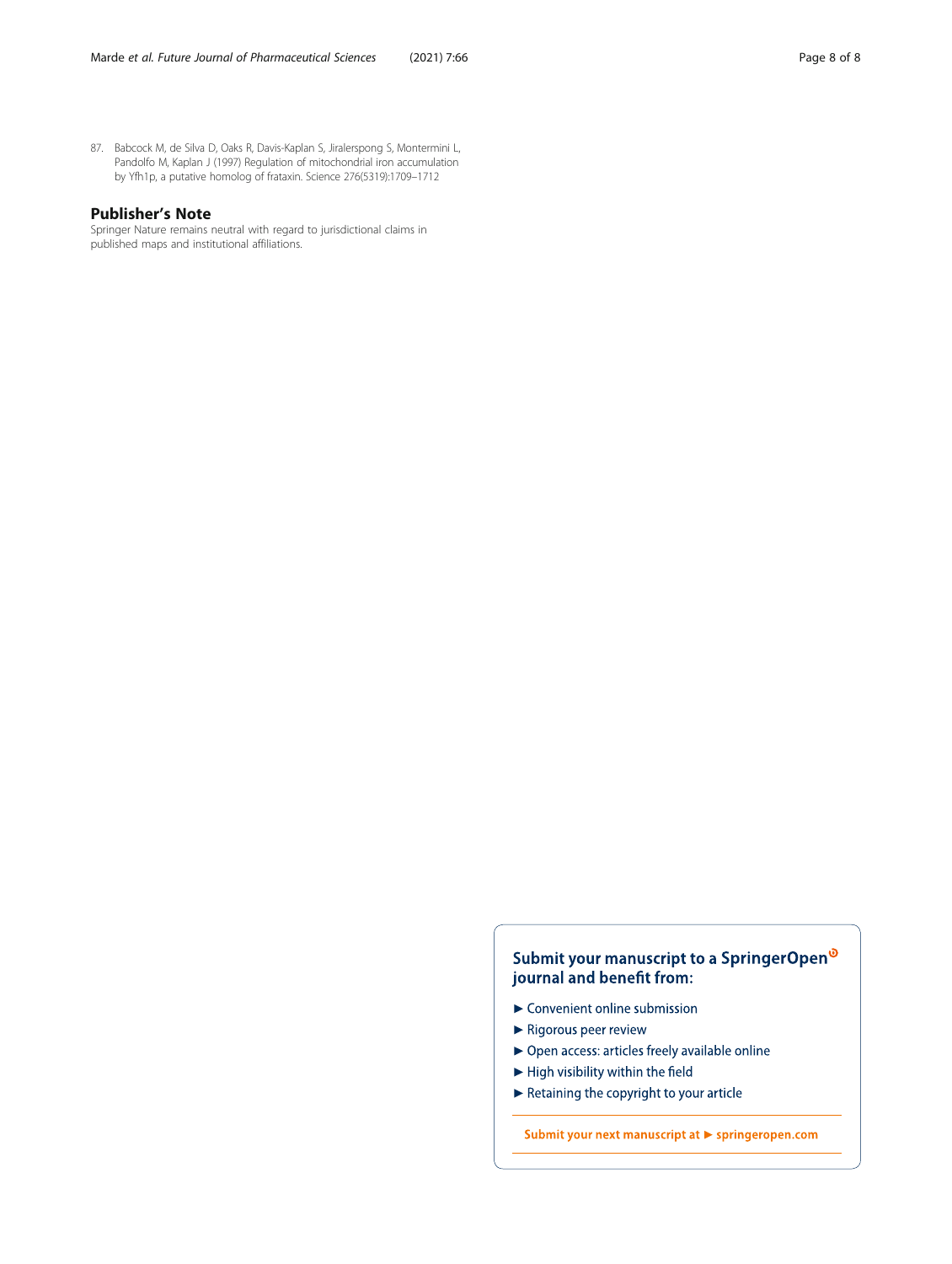87. Babcock M, de Silva D, Oaks R, Davis-Kaplan S, Jiralerspong S, Montermini L, Pandolfo M, Kaplan J (1997) Regulation of mitochondrial iron accumulation by Yfh1p, a putative homolog of frataxin. Science 276(5319):1709–1712

## Publisher's Note

Springer Nature remains neutral with regard to jurisdictional claims in published maps and institutional affiliations.

**Submit your manuscript to a SpringerOpen journal and benefit from:**

- ► Convenient online submission
- ► Rigorous peer review
- ► Open access: articles freely available online
- ► High visibility within the field
- ► Retaining the copyright to your article

**Submit your next manuscript at ► springeropen.com**